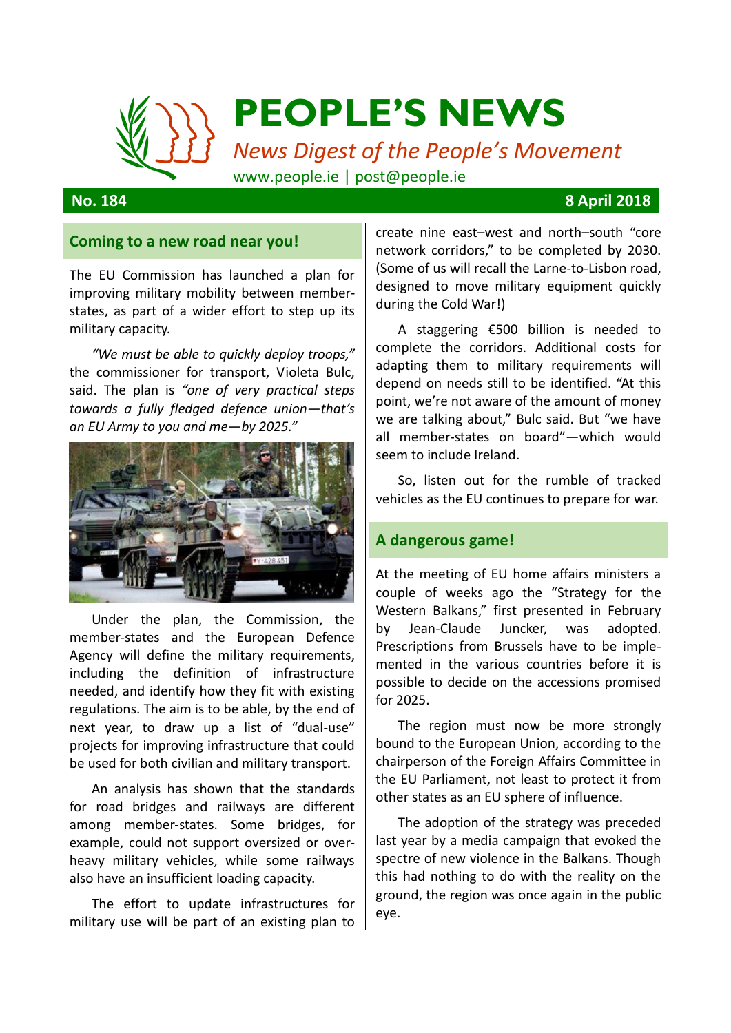# PEOPLE'S NEWS

*News Digest of the People's Movement*

www.people.ie | post@people.ie

**No. 184** **8 April 2018**

## Coming to a new road near you!

The EU Commission has launched a plan for improving military mobility between member-states, as part of a wider effort to step up its military capacity.

*"We must be able to quickly deploy troops,"* the commissioner for transport, Violeta Bulc, said. The plan is *"one of very practical steps towards a fully fledged defence union—that's an EU Army to you and me—by 2025."*

Under the plan, the Commission, the member-states and the European Defence Agency will define the military requirements, including the definition of infrastructure needed, and identify how they fit with existing regulations. The aim is to be able, by the end of next year, to draw up a list of "dual-use" projects for improving infrastructure that could be used for both civilian and military transport.

An analysis has shown that the standards for road bridges and railways are different among member-states. Some bridges, for example, could not support oversized or over-heavy military vehicles, while some railways also have an insufficient loading capacity.

The effort to update infrastructures for military use will be part of an existing plan to create nine east–west and north–south "core network corridors," to be completed by 2030. (Some of us will recall the Larne-to-Lisbon road, designed to move military equipment quickly during the Cold War!)

A staggering €500 billion is needed to complete the corridors. Additional costs for adapting them to military requirements will depend on needs still to be identified. "At this point, we're not aware of the amount of money we are talking about," Bulc said. But "we have all member-states on board"—which would seem to include Ireland.

So, listen out for the rumble of tracked vehicles as the EU continues to prepare for war.

## A dangerous game!

At the meeting of EU home affairs ministers a couple of weeks ago the "Strategy for the Western Balkans," first presented in February by Jean-Claude Juncker, was adopted. Prescriptions from Brussels have to be implemented in the various countries before it is possible to decide on the accessions promised for 2025.

The region must now be more strongly bound to the European Union, according to the chairperson of the Foreign Affairs Committee in the EU Parliament, not least to protect it from other states as an EU sphere of influence.

The adoption of the strategy was preceded last year by a media campaign that evoked the spectre of new violence in the Balkans. Though this had nothing to do with the reality on the ground, the region was once again in the public eye.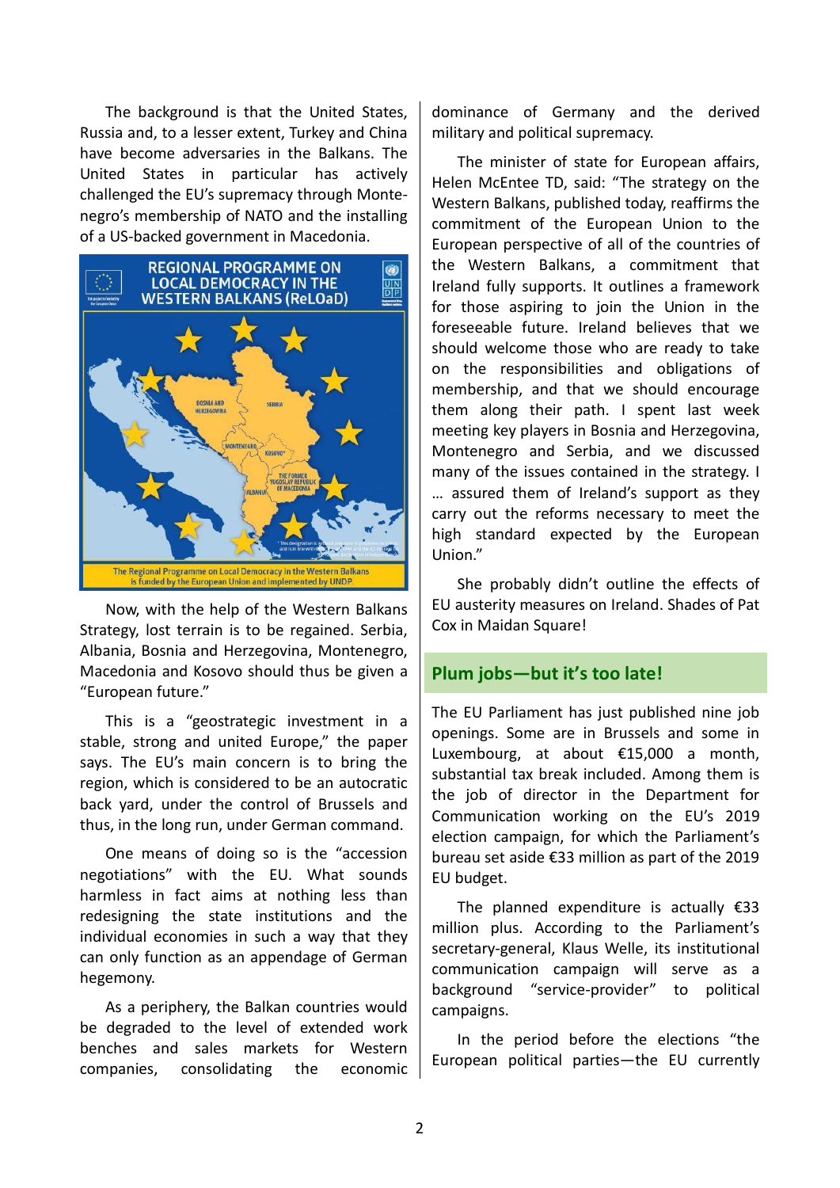The background is that the United States, Russia and, to a lesser extent, Turkey and China have become adversaries in the Balkans. The United States in particular has actively challenged the EU's supremacy through Montenegro's membership of NATO and the installing of a US-backed government in Macedonia.

Now, with the help of the Western Balkans Strategy, lost terrain is to be regained. Serbia, Albania, Bosnia and Herzegovina, Montenegro, Macedonia and Kosovo should thus be given a "European future."

This is a "geostrategic investment in a stable, strong and united Europe," the paper says. The EU's main concern is to bring the region, which is considered to be an autocratic back yard, under the control of Brussels and thus, in the long run, under German command.

One means of doing so is the "accession negotiations" with the EU. What sounds harmless in fact aims at nothing less than redesigning the state institutions and the individual economies in such a way that they can only function as an appendage of German hegemony.

As a periphery, the Balkan countries would be degraded to the level of extended work benches and sales markets for Western companies, consolidating the economic dominance of Germany and the derived military and political supremacy.

The minister of state for European affairs, Helen McEntee TD, said: "The strategy on the Western Balkans, published today, reaffirms the commitment of the European Union to the European perspective of all of the countries of the Western Balkans, a commitment that Ireland fully supports. It outlines a framework for those aspiring to join the Union in the foreseeable future. Ireland believes that we should welcome those who are ready to take on the responsibilities and obligations of membership, and that we should encourage them along their path. I spent last week meeting key players in Bosnia and Herzegovina, Montenegro and Serbia, and we discussed many of the issues contained in the strategy. I … assured them of Ireland's support as they carry out the reforms necessary to meet the high standard expected by the European Union."

She probably didn't outline the effects of EU austerity measures on Ireland. Shades of Pat Cox in Maidan Square!

## Plum jobs—but it's too late!

The EU Parliament has just published nine job openings. Some are in Brussels and some in Luxembourg, at about €15,000 a month, substantial tax break included. Among them is the job of director in the Department for Communication working on the EU's 2019 election campaign, for which the Parliament's bureau set aside €33 million as part of the 2019 EU budget.

The planned expenditure is actually €33 million plus. According to the Parliament's secretary-general, Klaus Welle, its institutional communication campaign will serve as a background "service-provider" to political campaigns.

In the period before the elections "the European political parties—the EU currently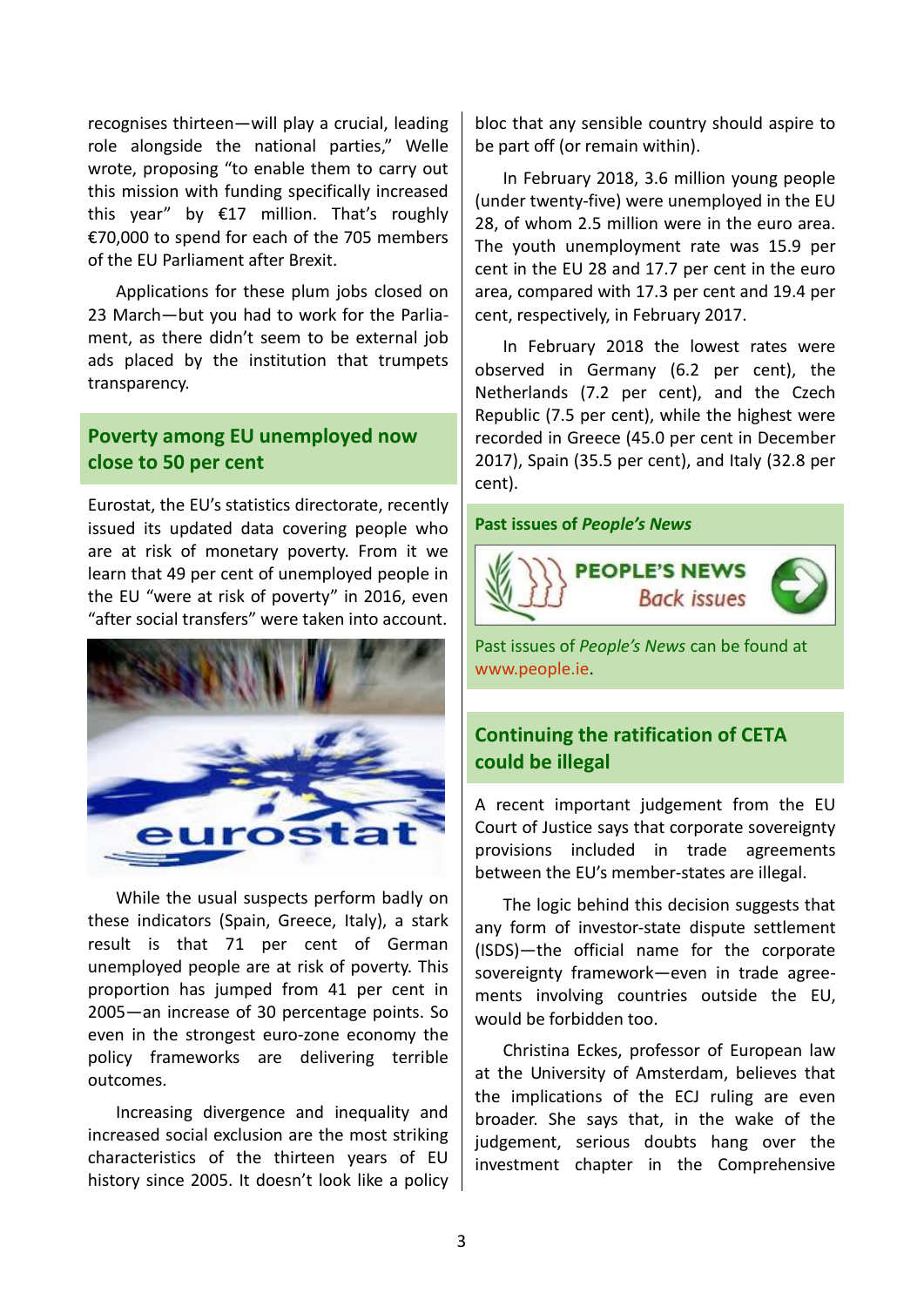recognises thirteen—will play a crucial, leading role alongside the national parties," Welle wrote, proposing "to enable them to carry out this mission with funding specifically increased this year" by €17 million. That's roughly €70,000 to spend for each of the 705 members of the EU Parliament after Brexit.

Applications for these plum jobs closed on 23 March—but you had to work for the Parliament, as there didn't seem to be external job ads placed by the institution that trumpets transparency.

## Poverty among EU unemployed now close to 50 per cent

Eurostat, the EU's statistics directorate, recently issued its updated data covering people who are at risk of monetary poverty. From it we learn that 49 per cent of unemployed people in the EU "were at risk of poverty" in 2016, even "after social transfers" were taken into account.

While the usual suspects perform badly on these indicators (Spain, Greece, Italy), a stark result is that 71 per cent of German unemployed people are at risk of poverty. This proportion has jumped from 41 per cent in 2005—an increase of 30 percentage points. So even in the strongest euro-zone economy the policy frameworks are delivering terrible outcomes.

Increasing divergence and inequality and increased social exclusion are the most striking characteristics of the thirteen years of EU history since 2005. It doesn't look like a policy bloc that any sensible country should aspire to be part off (or remain within).

In February 2018, 3.6 million young people (under twenty-five) were unemployed in the EU 28, of whom 2.5 million were in the euro area. The youth unemployment rate was 15.9 per cent in the EU 28 and 17.7 per cent in the euro area, compared with 17.3 per cent and 19.4 per cent, respectively, in February 2017.

In February 2018 the lowest rates were observed in Germany (6.2 per cent), the Netherlands (7.2 per cent), and the Czech Republic (7.5 per cent), while the highest were recorded in Greece (45.0 per cent in December 2017), Spain (35.5 per cent), and Italy (32.8 per cent).

**Past issues of *People's News***

Past issues of *People's News* can be found at www.people.ie.

## Continuing the ratification of CETA could be illegal

A recent important judgement from the EU Court of Justice says that corporate sovereignty provisions included in trade agreements between the EU's member-states are illegal.

The logic behind this decision suggests that any form of investor-state dispute settlement (ISDS)—the official name for the corporate sovereignty framework—even in trade agreements involving countries outside the EU, would be forbidden too.

Christina Eckes, professor of European law at the University of Amsterdam, believes that the implications of the ECJ ruling are even broader. She says that, in the wake of the judgement, serious doubts hang over the investment chapter in the Comprehensive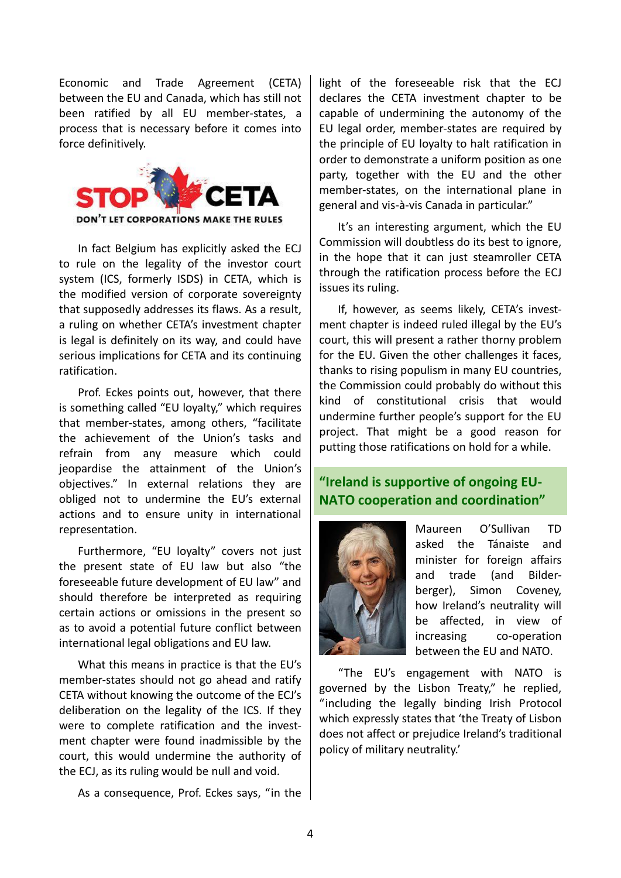Economic and Trade Agreement (CETA) between the EU and Canada, which has still not been ratified by all EU member-states, a process that is necessary before it comes into force definitively.

In fact Belgium has explicitly asked the ECJ to rule on the legality of the investor court system (ICS, formerly ISDS) in CETA, which is the modified version of corporate sovereignty that supposedly addresses its flaws. As a result, a ruling on whether CETA's investment chapter is legal is definitely on its way, and could have serious implications for CETA and its continuing ratification.

Prof. Eckes points out, however, that there is something called "EU loyalty," which requires that member-states, among others, "facilitate the achievement of the Union's tasks and refrain from any measure which could jeopardise the attainment of the Union's objectives." In external relations they are obliged not to undermine the EU's external actions and to ensure unity in international representation.

Furthermore, "EU loyalty" covers not just the present state of EU law but also "the foreseeable future development of EU law" and should therefore be interpreted as requiring certain actions or omissions in the present so as to avoid a potential future conflict between international legal obligations and EU law.

What this means in practice is that the EU's member-states should not go ahead and ratify CETA without knowing the outcome of the ECJ's deliberation on the legality of the ICS. If they were to complete ratification and the investment chapter were found inadmissible by the court, this would undermine the authority of the ECJ, as its ruling would be null and void.

As a consequence, Prof. Eckes says, "in the light of the foreseeable risk that the ECJ declares the CETA investment chapter to be capable of undermining the autonomy of the EU legal order, member-states are required by the principle of EU loyalty to halt ratification in order to demonstrate a uniform position as one party, together with the EU and the other member-states, on the international plane in general and vis-à-vis Canada in particular."

It's an interesting argument, which the EU Commission will doubtless do its best to ignore, in the hope that it can just steamroller CETA through the ratification process before the ECJ issues its ruling.

If, however, as seems likely, CETA's investment chapter is indeed ruled illegal by the EU's court, this will present a rather thorny problem for the EU. Given the other challenges it faces, thanks to rising populism in many EU countries, the Commission could probably do without this kind of constitutional crisis that would undermine further people's support for the EU project. That might be a good reason for putting those ratifications on hold for a while.

## "Ireland is supportive of ongoing EU-NATO cooperation and coordination"

Maureen O'Sullivan TD asked the Tánaiste and minister for foreign affairs and trade (and Bilderberger), Simon Coveney, how Ireland's neutrality will be affected, in view of increasing co-operation between the EU and NATO.

"The EU's engagement with NATO is governed by the Lisbon Treaty," he replied, "including the legally binding Irish Protocol which expressly states that 'the Treaty of Lisbon does not affect or prejudice Ireland's traditional policy of military neutrality.'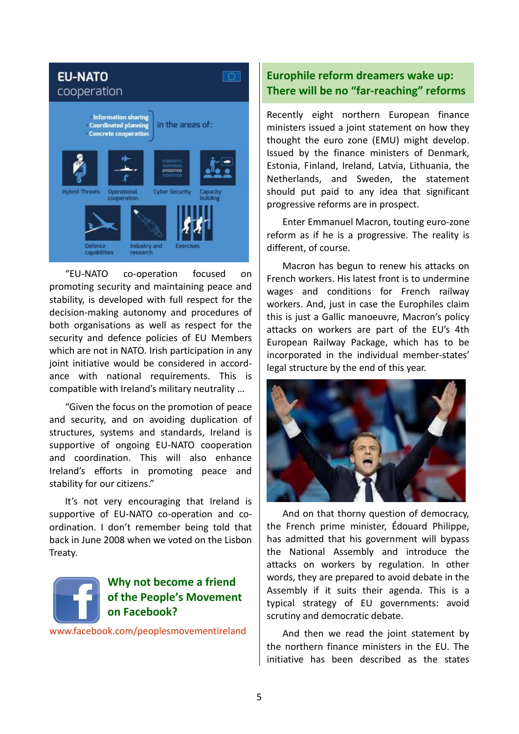"EU-NATO co-operation focused on promoting security and maintaining peace and stability, is developed with full respect for the decision-making autonomy and procedures of both organisations as well as respect for the security and defence policies of EU Members which are not in NATO. Irish participation in any joint initiative would be considered in accordance with national requirements. This is compatible with Ireland's military neutrality …

"Given the focus on the promotion of peace and security, and on avoiding duplication of structures, systems and standards, Ireland is supportive of ongoing EU-NATO cooperation and coordination. This will also enhance Ireland's efforts in promoting peace and stability for our citizens."

It's not very encouraging that Ireland is supportive of EU-NATO co-operation and co-ordination. I don't remember being told that back in June 2008 when we voted on the Lisbon Treaty.

**Why not become a friend of the People's Movement on Facebook?**

www.facebook.com/peoplesmovementireland

## Europhile reform dreamers wake up: There will be no "far-reaching" reforms

Recently eight northern European finance ministers issued a joint statement on how they thought the euro zone (EMU) might develop. Issued by the finance ministers of Denmark, Estonia, Finland, Ireland, Latvia, Lithuania, the Netherlands, and Sweden, the statement should put paid to any idea that significant progressive reforms are in prospect.

Enter Emmanuel Macron, touting euro-zone reform as if he is a progressive. The reality is different, of course.

Macron has begun to renew his attacks on French workers. His latest front is to undermine wages and conditions for French railway workers. And, just in case the Europhiles claim this is just a Gallic manoeuvre, Macron's policy attacks on workers are part of the EU's 4th European Railway Package, which has to be incorporated in the individual member-states' legal structure by the end of this year.

And on that thorny question of democracy, the French prime minister, Édouard Philippe, has admitted that his government will bypass the National Assembly and introduce the attacks on workers by regulation. In other words, they are prepared to avoid debate in the Assembly if it suits their agenda. This is a typical strategy of EU governments: avoid scrutiny and democratic debate.

And then we read the joint statement by the northern finance ministers in the EU. The initiative has been described as the states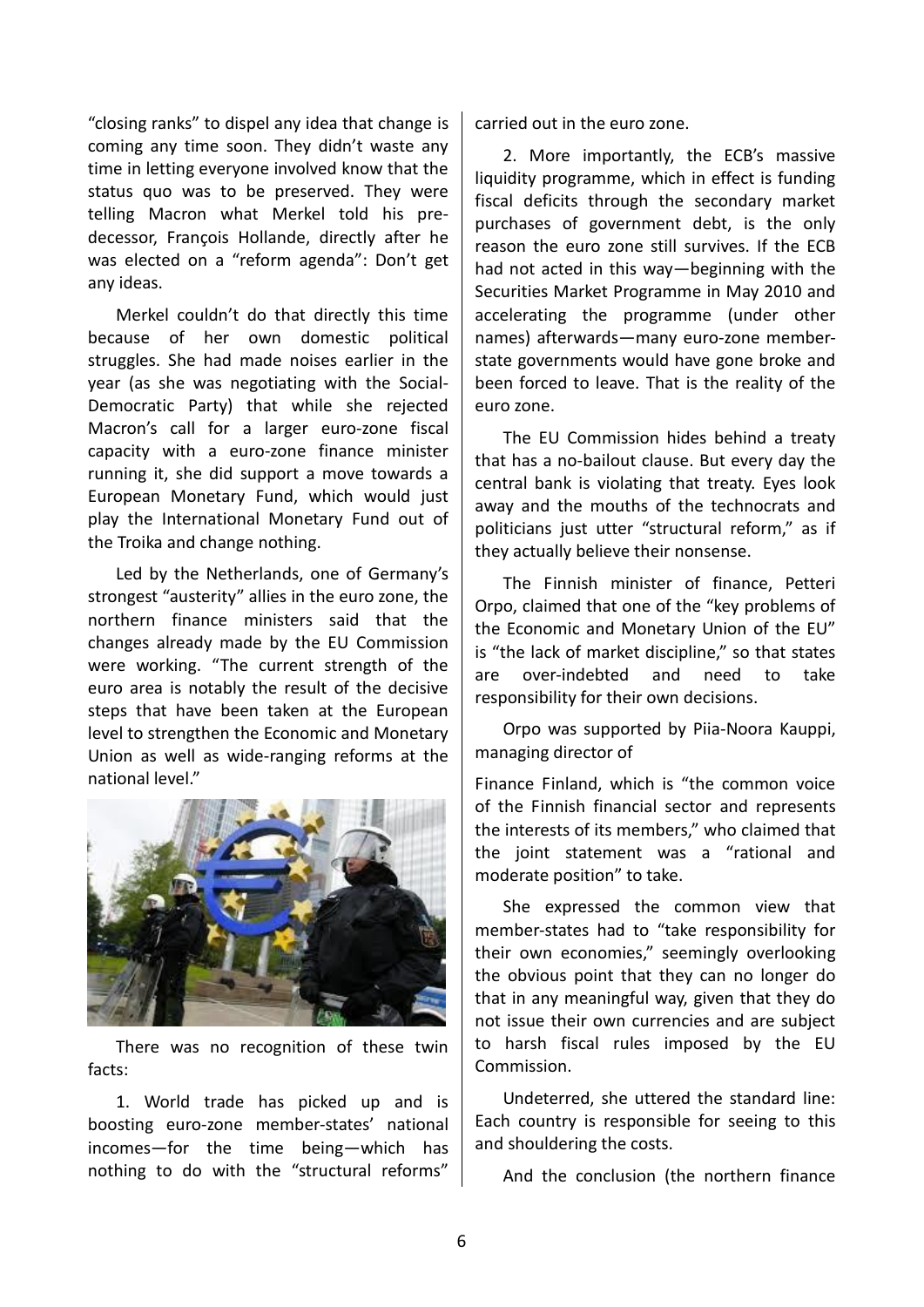"closing ranks" to dispel any idea that change is coming any time soon. They didn't waste any time in letting everyone involved know that the status quo was to be preserved. They were telling Macron what Merkel told his predecessor, François Hollande, directly after he was elected on a "reform agenda": Don't get any ideas.

Merkel couldn't do that directly this time because of her own domestic political struggles. She had made noises earlier in the year (as she was negotiating with the Social-Democratic Party) that while she rejected Macron's call for a larger euro-zone fiscal capacity with a euro-zone finance minister running it, she did support a move towards a European Monetary Fund, which would just play the International Monetary Fund out of the Troika and change nothing.

Led by the Netherlands, one of Germany's strongest "austerity" allies in the euro zone, the northern finance ministers said that the changes already made by the EU Commission were working. "The current strength of the euro area is notably the result of the decisive steps that have been taken at the European level to strengthen the Economic and Monetary Union as well as wide-ranging reforms at the national level."

There was no recognition of these twin facts:

1. World trade has picked up and is boosting euro-zone member-states' national incomes—for the time being—which has nothing to do with the "structural reforms" carried out in the euro zone.

2. More importantly, the ECB's massive liquidity programme, which in effect is funding fiscal deficits through the secondary market purchases of government debt, is the only reason the euro zone still survives. If the ECB had not acted in this way—beginning with the Securities Market Programme in May 2010 and accelerating the programme (under other names) afterwards—many euro-zone member-state governments would have gone broke and been forced to leave. That is the reality of the euro zone.

The EU Commission hides behind a treaty that has a no-bailout clause. But every day the central bank is violating that treaty. Eyes look away and the mouths of the technocrats and politicians just utter "structural reform," as if they actually believe their nonsense.

The Finnish minister of finance, Petteri Orpo, claimed that one of the "key problems of the Economic and Monetary Union of the EU" is "the lack of market discipline," so that states are over-indebted and need to take responsibility for their own decisions.

Orpo was supported by Piia-Noora Kauppi, managing director of Finance Finland, which is "the common voice of the Finnish financial sector and represents the interests of its members," who claimed that the joint statement was a "rational and moderate position" to take.

She expressed the common view that member-states had to "take responsibility for their own economies," seemingly overlooking the obvious point that they can no longer do that in any meaningful way, given that they do not issue their own currencies and are subject to harsh fiscal rules imposed by the EU Commission.

Undeterred, she uttered the standard line: Each country is responsible for seeing to this and shouldering the costs.

And the conclusion (the northern finance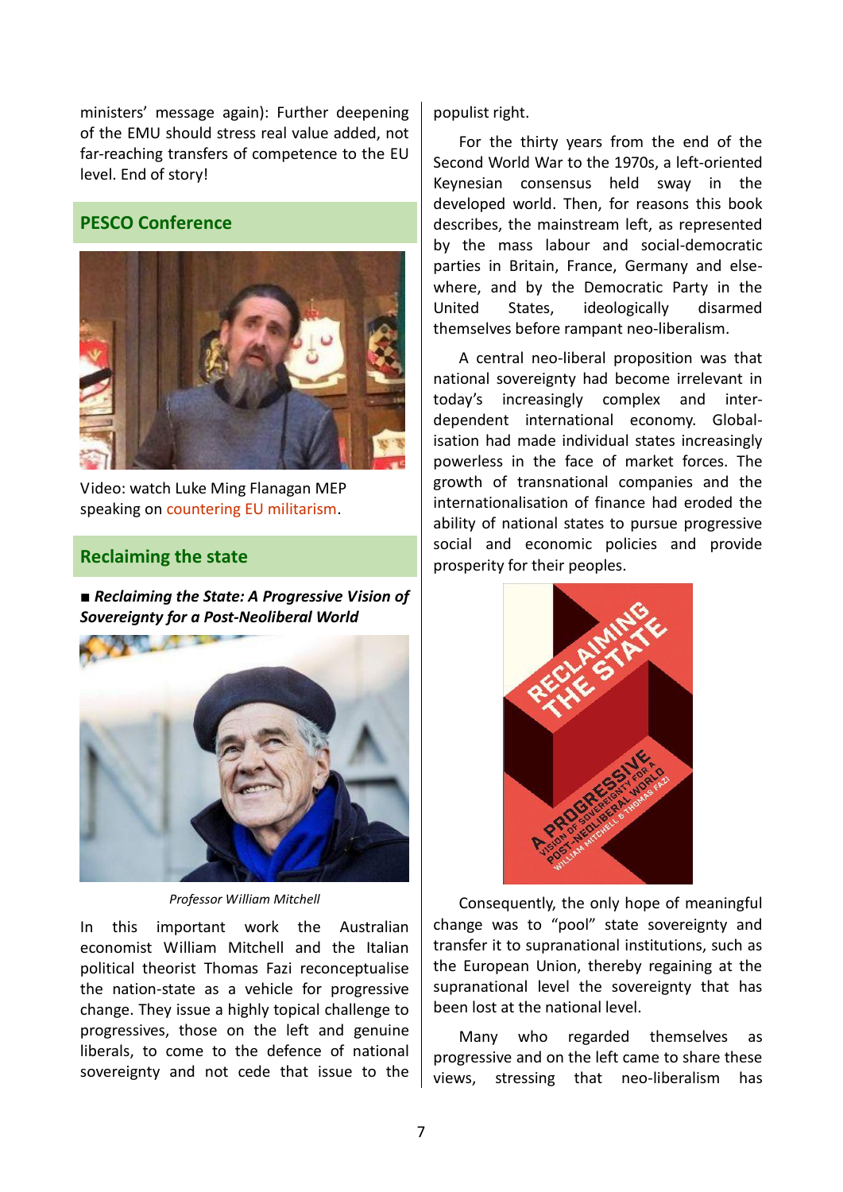ministers' message again): Further deepening of the EMU should stress real value added, not far-reaching transfers of competence to the EU level. End of story!

## PESCO Conference

Video: watch Luke Ming Flanagan MEP speaking on countering EU militarism.

## Reclaiming the state

■ ***Reclaiming the State: A Progressive Vision of Sovereignty for a Post-Neoliberal World***

*Professor William Mitchell*

In this important work the Australian economist William Mitchell and the Italian political theorist Thomas Fazi reconceptualise the nation-state as a vehicle for progressive change. They issue a highly topical challenge to progressives, those on the left and genuine liberals, to come to the defence of national sovereignty and not cede that issue to the populist right.

For the thirty years from the end of the Second World War to the 1970s, a left-oriented Keynesian consensus held sway in the developed world. Then, for reasons this book describes, the mainstream left, as represented by the mass labour and social-democratic parties in Britain, France, Germany and elsewhere, and by the Democratic Party in the United States, ideologically disarmed themselves before rampant neo-liberalism.

A central neo-liberal proposition was that national sovereignty had become irrelevant in today's increasingly complex and interdependent international economy. Globalisation had made individual states increasingly powerless in the face of market forces. The growth of transnational companies and the internationalisation of finance had eroded the ability of national states to pursue progressive social and economic policies and provide prosperity for their peoples.

Consequently, the only hope of meaningful change was to "pool" state sovereignty and transfer it to supranational institutions, such as the European Union, thereby regaining at the supranational level the sovereignty that has been lost at the national level.

Many who regarded themselves as progressive and on the left came to share these views, stressing that neo-liberalism has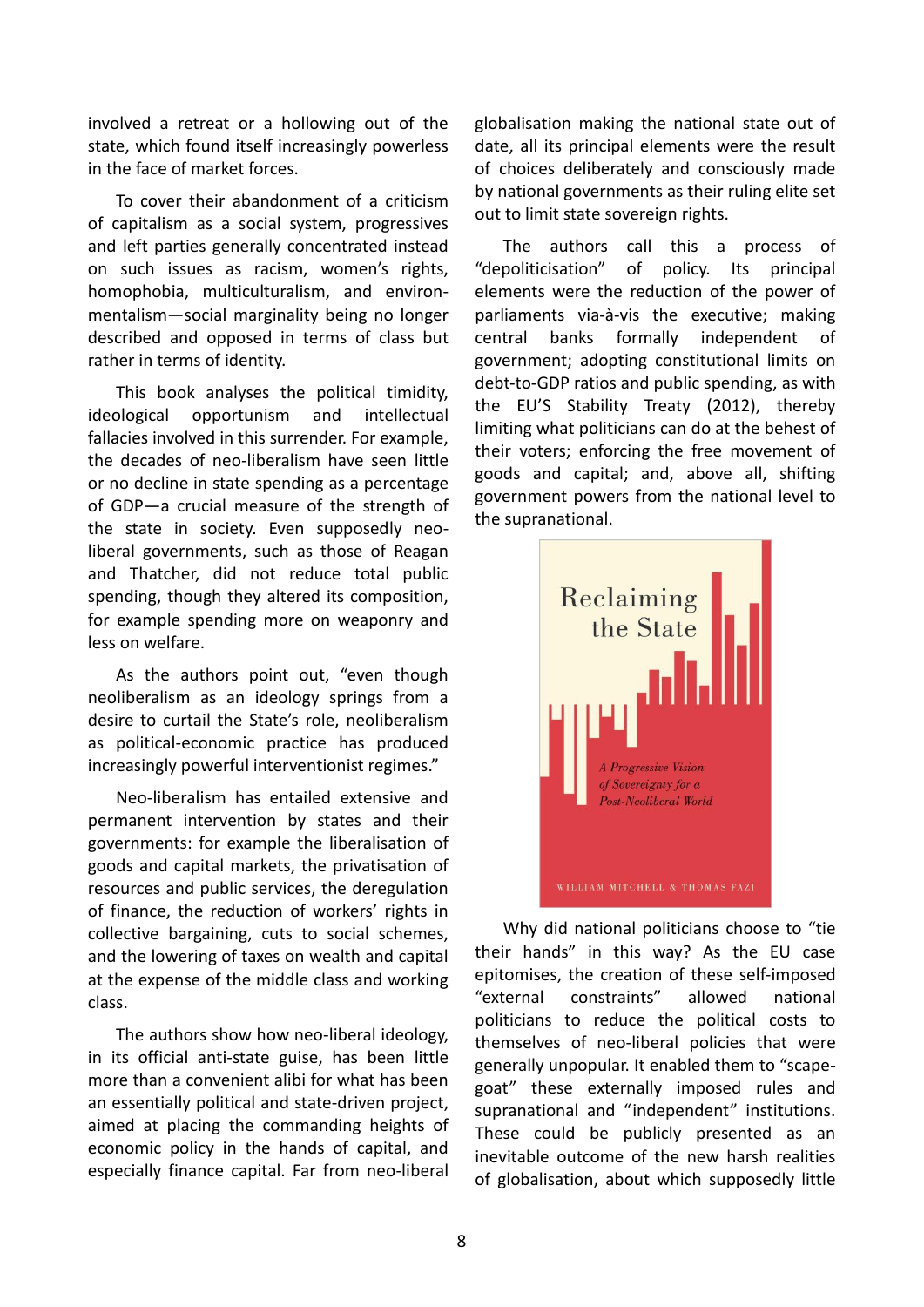involved a retreat or a hollowing out of the state, which found itself increasingly powerless in the face of market forces.

To cover their abandonment of a criticism of capitalism as a social system, progressives and left parties generally concentrated instead on such issues as racism, women's rights, homophobia, multiculturalism, and environmentalism—social marginality being no longer described and opposed in terms of class but rather in terms of identity.

This book analyses the political timidity, ideological opportunism and intellectual fallacies involved in this surrender. For example, the decades of neo-liberalism have seen little or no decline in state spending as a percentage of GDP—a crucial measure of the strength of the state in society. Even supposedly neo-liberal governments, such as those of Reagan and Thatcher, did not reduce total public spending, though they altered its composition, for example spending more on weaponry and less on welfare.

As the authors point out, "even though neoliberalism as an ideology springs from a desire to curtail the State's role, neoliberalism as political-economic practice has produced increasingly powerful interventionist regimes."

Neo-liberalism has entailed extensive and permanent intervention by states and their governments: for example the liberalisation of goods and capital markets, the privatisation of resources and public services, the deregulation of finance, the reduction of workers' rights in collective bargaining, cuts to social schemes, and the lowering of taxes on wealth and capital at the expense of the middle class and working class.

The authors show how neo-liberal ideology, in its official anti-state guise, has been little more than a convenient alibi for what has been an essentially political and state-driven project, aimed at placing the commanding heights of economic policy in the hands of capital, and especially finance capital. Far from neo-liberal globalisation making the national state out of date, all its principal elements were the result of choices deliberately and consciously made by national governments as their ruling elite set out to limit state sovereign rights.

The authors call this a process of "depoliticisation" of policy. Its principal elements were the reduction of the power of parliaments via-à-vis the executive; making central banks formally independent of government; adopting constitutional limits on debt-to-GDP ratios and public spending, as with the EU'S Stability Treaty (2012), thereby limiting what politicians can do at the behest of their voters; enforcing the free movement of goods and capital; and, above all, shifting government powers from the national level to the supranational.

Reclaiming the State

*A Progressive Vision of Sovereignty for a Post-Neoliberal World*

WILLIAM MITCHELL & THOMAS FAZI

Why did national politicians choose to "tie their hands" in this way? As the EU case epitomises, the creation of these self-imposed "external constraints" allowed national politicians to reduce the political costs to themselves of neo-liberal policies that were generally unpopular. It enabled them to "scape-goat" these externally imposed rules and supranational and "independent" institutions. These could be publicly presented as an inevitable outcome of the new harsh realities of globalisation, about which supposedly little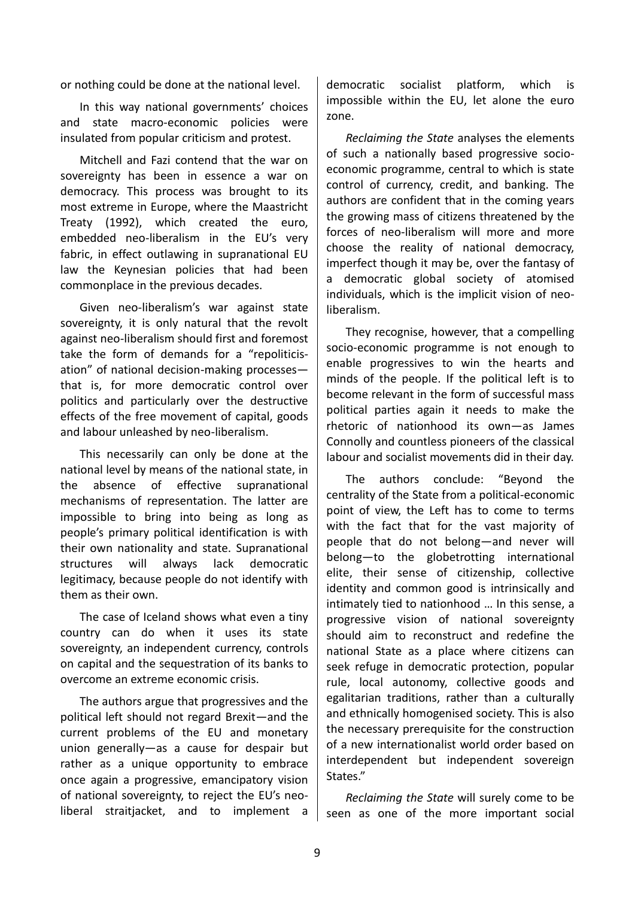or nothing could be done at the national level.

In this way national governments' choices and state macro-economic policies were insulated from popular criticism and protest.

Mitchell and Fazi contend that the war on sovereignty has been in essence a war on democracy. This process was brought to its most extreme in Europe, where the Maastricht Treaty (1992), which created the euro, embedded neo-liberalism in the EU's very fabric, in effect outlawing in supranational EU law the Keynesian policies that had been commonplace in the previous decades.

Given neo-liberalism's war against state sovereignty, it is only natural that the revolt against neo-liberalism should first and foremost take the form of demands for a "repoliticisation" of national decision-making processes—that is, for more democratic control over politics and particularly over the destructive effects of the free movement of capital, goods and labour unleashed by neo-liberalism.

This necessarily can only be done at the national level by means of the national state, in the absence of effective supranational mechanisms of representation. The latter are impossible to bring into being as long as people's primary political identification is with their own nationality and state. Supranational structures will always lack democratic legitimacy, because people do not identify with them as their own.

The case of Iceland shows what even a tiny country can do when it uses its state sovereignty, an independent currency, controls on capital and the sequestration of its banks to overcome an extreme economic crisis.

The authors argue that progressives and the political left should not regard Brexit—and the current problems of the EU and monetary union generally—as a cause for despair but rather as a unique opportunity to embrace once again a progressive, emancipatory vision of national sovereignty, to reject the EU's neo-liberal straitjacket, and to implement a democratic socialist platform, which is impossible within the EU, let alone the euro zone.

*Reclaiming the State* analyses the elements of such a nationally based progressive socio-economic programme, central to which is state control of currency, credit, and banking. The authors are confident that in the coming years the growing mass of citizens threatened by the forces of neo-liberalism will more and more choose the reality of national democracy, imperfect though it may be, over the fantasy of a democratic global society of atomised individuals, which is the implicit vision of neo-liberalism.

They recognise, however, that a compelling socio-economic programme is not enough to enable progressives to win the hearts and minds of the people. If the political left is to become relevant in the form of successful mass political parties again it needs to make the rhetoric of nationhood its own—as James Connolly and countless pioneers of the classical labour and socialist movements did in their day.

The authors conclude: "Beyond the centrality of the State from a political-economic point of view, the Left has to come to terms with the fact that for the vast majority of people that do not belong—and never will belong—to the globetrotting international elite, their sense of citizenship, collective identity and common good is intrinsically and intimately tied to nationhood … In this sense, a progressive vision of national sovereignty should aim to reconstruct and redefine the national State as a place where citizens can seek refuge in democratic protection, popular rule, local autonomy, collective goods and egalitarian traditions, rather than a culturally and ethnically homogenised society. This is also the necessary prerequisite for the construction of a new internationalist world order based on interdependent but independent sovereign States."

*Reclaiming the State* will surely come to be seen as one of the more important social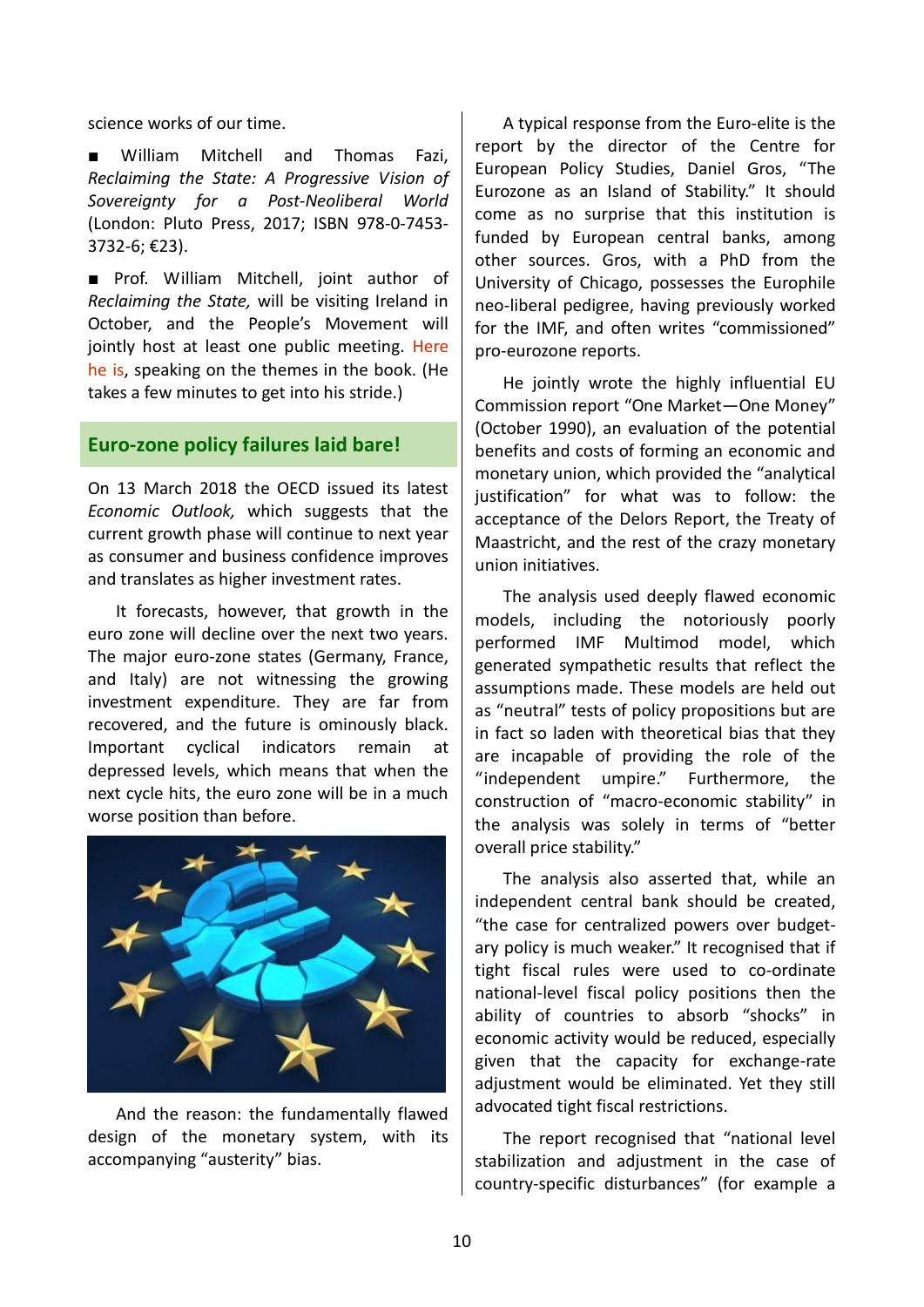science works of our time.

■ William Mitchell and Thomas Fazi, *Reclaiming the State: A Progressive Vision of Sovereignty for a Post-Neoliberal World* (London: Pluto Press, 2017; ISBN 978-0-7453-3732-6; €23).

■ Prof. William Mitchell, joint author of *Reclaiming the State,* will be visiting Ireland in October, and the People's Movement will jointly host at least one public meeting. Here he is, speaking on the themes in the book. (He takes a few minutes to get into his stride.)

## Euro-zone policy failures laid bare!

On 13 March 2018 the OECD issued its latest *Economic Outlook,* which suggests that the current growth phase will continue to next year as consumer and business confidence improves and translates as higher investment rates.

It forecasts, however, that growth in the euro zone will decline over the next two years. The major euro-zone states (Germany, France, and Italy) are not witnessing the growing investment expenditure. They are far from recovered, and the future is ominously black. Important cyclical indicators remain at depressed levels, which means that when the next cycle hits, the euro zone will be in a much worse position than before.

And the reason: the fundamentally flawed design of the monetary system, with its accompanying "austerity" bias.

A typical response from the Euro-elite is the report by the director of the Centre for European Policy Studies, Daniel Gros, "The Eurozone as an Island of Stability." It should come as no surprise that this institution is funded by European central banks, among other sources. Gros, with a PhD from the University of Chicago, possesses the Europhile neo-liberal pedigree, having previously worked for the IMF, and often writes "commissioned" pro-eurozone reports.

He jointly wrote the highly influential EU Commission report "One Market—One Money" (October 1990), an evaluation of the potential benefits and costs of forming an economic and monetary union, which provided the "analytical justification" for what was to follow: the acceptance of the Delors Report, the Treaty of Maastricht, and the rest of the crazy monetary union initiatives.

The analysis used deeply flawed economic models, including the notoriously poorly performed IMF Multimod model, which generated sympathetic results that reflect the assumptions made. These models are held out as "neutral" tests of policy propositions but are in fact so laden with theoretical bias that they are incapable of providing the role of the "independent umpire." Furthermore, the construction of "macro-economic stability" in the analysis was solely in terms of "better overall price stability."

The analysis also asserted that, while an independent central bank should be created, "the case for centralized powers over budgetary policy is much weaker." It recognised that if tight fiscal rules were used to co-ordinate national-level fiscal policy positions then the ability of countries to absorb "shocks" in economic activity would be reduced, especially given that the capacity for exchange-rate adjustment would be eliminated. Yet they still advocated tight fiscal restrictions.

The report recognised that "national level stabilization and adjustment in the case of country-specific disturbances" (for example a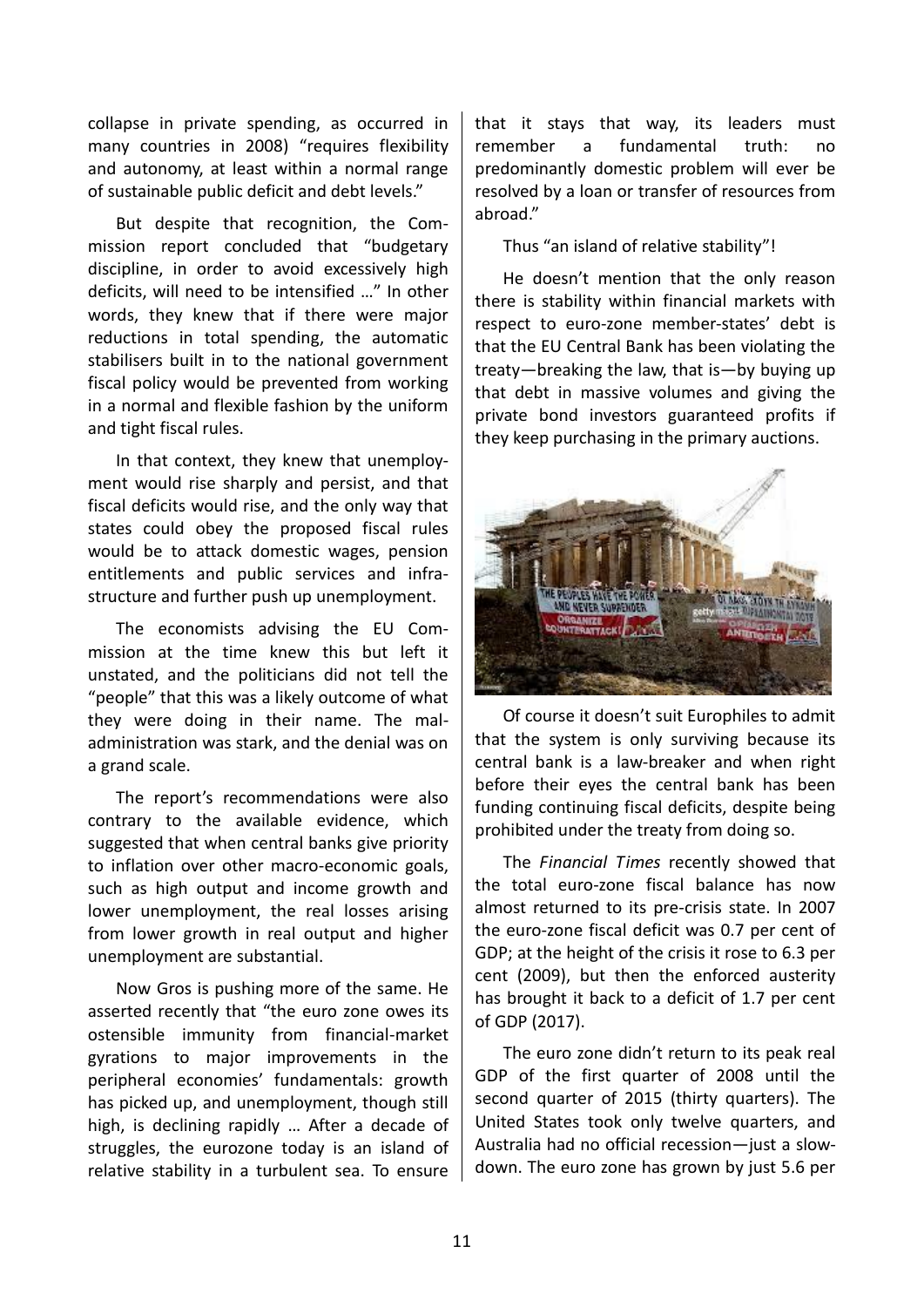collapse in private spending, as occurred in many countries in 2008) "requires flexibility and autonomy, at least within a normal range of sustainable public deficit and debt levels."

But despite that recognition, the Commission report concluded that "budgetary discipline, in order to avoid excessively high deficits, will need to be intensified …" In other words, they knew that if there were major reductions in total spending, the automatic stabilisers built in to the national government fiscal policy would be prevented from working in a normal and flexible fashion by the uniform and tight fiscal rules.

In that context, they knew that unemployment would rise sharply and persist, and that fiscal deficits would rise, and the only way that states could obey the proposed fiscal rules would be to attack domestic wages, pension entitlements and public services and infrastructure and further push up unemployment.

The economists advising the EU Commission at the time knew this but left it unstated, and the politicians did not tell the "people" that this was a likely outcome of what they were doing in their name. The maladministration was stark, and the denial was on a grand scale.

The report's recommendations were also contrary to the available evidence, which suggested that when central banks give priority to inflation over other macro-economic goals, such as high output and income growth and lower unemployment, the real losses arising from lower growth in real output and higher unemployment are substantial.

Now Gros is pushing more of the same. He asserted recently that "the euro zone owes its ostensible immunity from financial-market gyrations to major improvements in the peripheral economies' fundamentals: growth has picked up, and unemployment, though still high, is declining rapidly … After a decade of struggles, the eurozone today is an island of relative stability in a turbulent sea. To ensure that it stays that way, its leaders must remember a fundamental truth: no predominantly domestic problem will ever be resolved by a loan or transfer of resources from abroad."

Thus "an island of relative stability"!

He doesn't mention that the only reason there is stability within financial markets with respect to euro-zone member-states' debt is that the EU Central Bank has been violating the treaty—breaking the law, that is—by buying up that debt in massive volumes and giving the private bond investors guaranteed profits if they keep purchasing in the primary auctions.

Of course it doesn't suit Europhiles to admit that the system is only surviving because its central bank is a law-breaker and when right before their eyes the central bank has been funding continuing fiscal deficits, despite being prohibited under the treaty from doing so.

The *Financial Times* recently showed that the total euro-zone fiscal balance has now almost returned to its pre-crisis state. In 2007 the euro-zone fiscal deficit was 0.7 per cent of GDP; at the height of the crisis it rose to 6.3 per cent (2009), but then the enforced austerity has brought it back to a deficit of 1.7 per cent of GDP (2017).

The euro zone didn't return to its peak real GDP of the first quarter of 2008 until the second quarter of 2015 (thirty quarters). The United States took only twelve quarters, and Australia had no official recession—just a slowdown. The euro zone has grown by just 5.6 per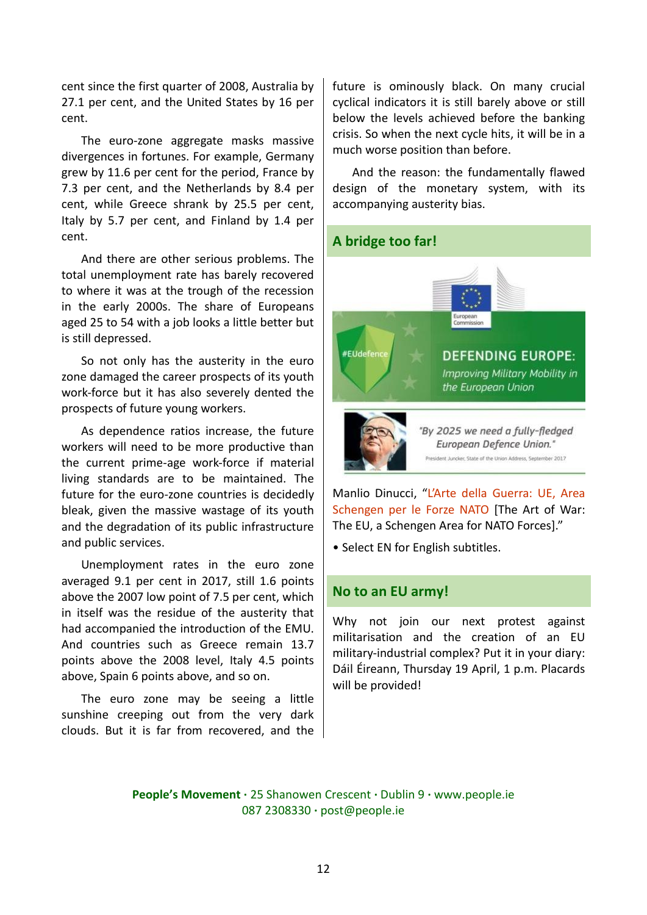cent since the first quarter of 2008, Australia by 27.1 per cent, and the United States by 16 per cent.

The euro-zone aggregate masks massive divergences in fortunes. For example, Germany grew by 11.6 per cent for the period, France by 7.3 per cent, and the Netherlands by 8.4 per cent, while Greece shrank by 25.5 per cent, Italy by 5.7 per cent, and Finland by 1.4 per cent.

And there are other serious problems. The total unemployment rate has barely recovered to where it was at the trough of the recession in the early 2000s. The share of Europeans aged 25 to 54 with a job looks a little better but is still depressed.

So not only has the austerity in the euro zone damaged the career prospects of its youth work-force but it has also severely dented the prospects of future young workers.

As dependence ratios increase, the future workers will need to be more productive than the current prime-age work-force if material living standards are to be maintained. The future for the euro-zone countries is decidedly bleak, given the massive wastage of its youth and the degradation of its public infrastructure and public services.

Unemployment rates in the euro zone averaged 9.1 per cent in 2017, still 1.6 points above the 2007 low point of 7.5 per cent, which in itself was the residue of the austerity that had accompanied the introduction of the EMU. And countries such as Greece remain 13.7 points above the 2008 level, Italy 4.5 points above, Spain 6 points above, and so on.

The euro zone may be seeing a little sunshine creeping out from the very dark clouds. But it is far from recovered, and the future is ominously black. On many crucial cyclical indicators it is still barely above or still below the levels achieved before the banking crisis. So when the next cycle hits, it will be in a much worse position than before.

And the reason: the fundamentally flawed design of the monetary system, with its accompanying austerity bias.

## A bridge too far!

European Commission

#EUdefence

DEFENDING EUROPE: Improving Military Mobility in the European Union

*"By 2025 we need a fully-fledged European Defence Union."*

President Juncker, State of the Union Address, September 2017

Manlio Dinucci, "L'Arte della Guerra: UE, Area Schengen per le Forze NATO [The Art of War: The EU, a Schengen Area for NATO Forces]."

- Select EN for English subtitles.

## No to an EU army!

Why not join our next protest against militarisation and the creation of an EU military-industrial complex? Put it in your diary: Dáil Éireann, Thursday 19 April, 1 p.m. Placards will be provided!

**People's Movement** · 25 Shanowen Crescent · Dublin 9 · www.people.ie
087 2308330 · post@people.ie